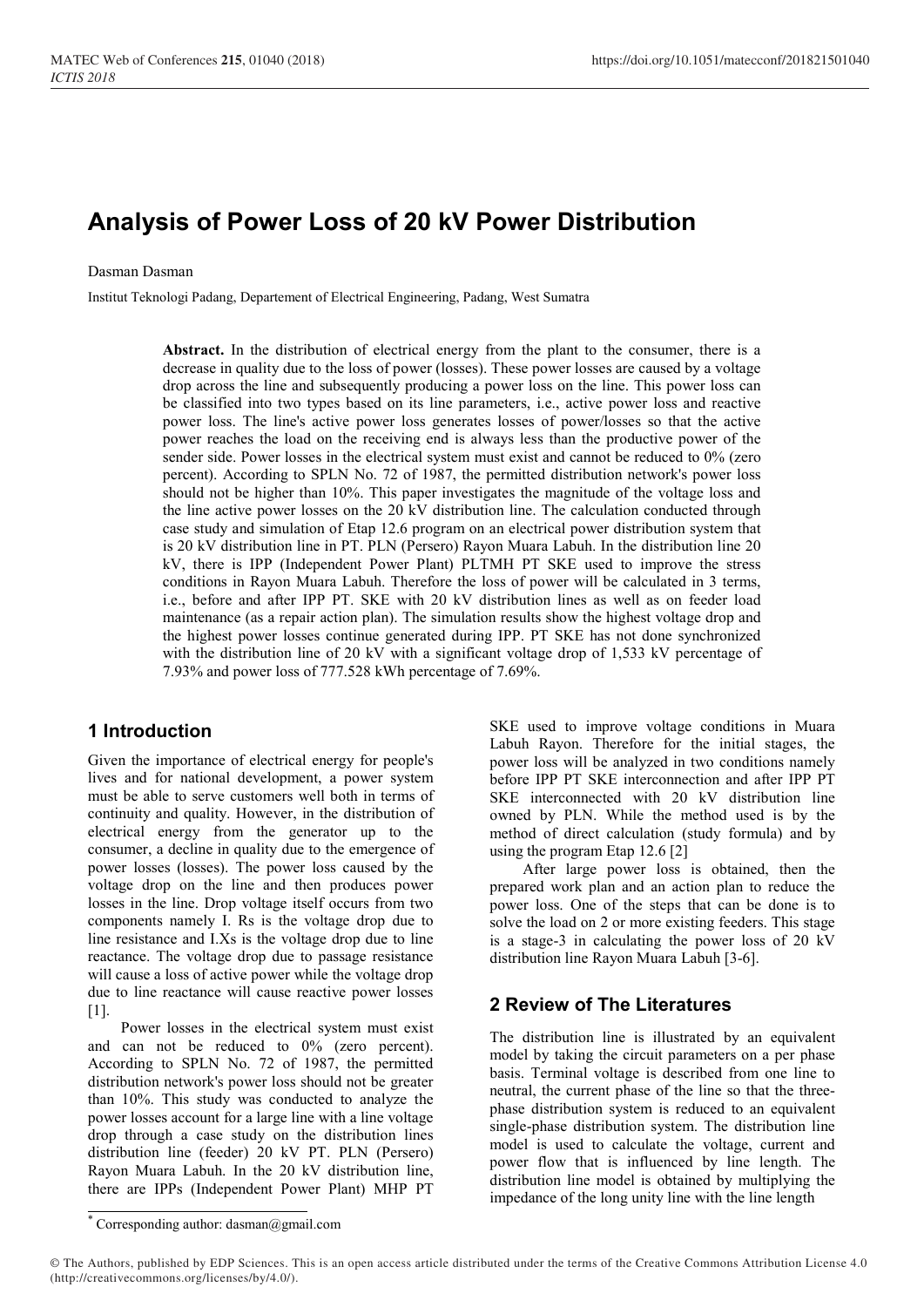# Analysis of Power Loss of 20 kV Power Distribution

Dasman Dasman

Institut Teknologi Padang, Departement of Electrical Engineering, Padang, West Sumatra

**Abstract.** In the distribution of electrical energy from the plant to the consumer, there is a decrease in quality due to the loss of power (losses). These power losses are caused by a voltage drop across the line and subsequently producing a power loss on the line. This power loss can be classified into two types based on its line parameters, i.e., active power loss and reactive power loss. The line's active power loss generates losses of power/losses so that the active power reaches the load on the receiving end is always less than the productive power of the sender side. Power losses in the electrical system must exist and cannot be reduced to 0% (zero percent). According to SPLN No. 72 of 1987, the permitted distribution network's power loss should not be higher than 10%. This paper investigates the magnitude of the voltage loss and the line active power losses on the 20 kV distribution line. The calculation conducted through case study and simulation of Etap 12.6 program on an electrical power distribution system that is 20 kV distribution line in PT. PLN (Persero) Rayon Muara Labuh. In the distribution line 20 kV, there is IPP (Independent Power Plant) PLTMH PT SKE used to improve the stress conditions in Rayon Muara Labuh. Therefore the loss of power will be calculated in 3 terms, i.e., before and after IPP PT. SKE with 20 kV distribution lines as well as on feeder load maintenance (as a repair action plan). The simulation results show the highest voltage drop and the highest power losses continue generated during IPP. PT SKE has not done synchronized with the distribution line of 20 kV with a significant voltage drop of 1,533 kV percentage of 7.93% and power loss of 777.528 kWh percentage of 7.69%.

## 1 Introduction

Given the importance of electrical energy for people's lives and for national development, a power system must be able to serve customers well both in terms of continuity and quality. However, in the distribution of electrical energy from the generator up to the consumer, a decline in quality due to the emergence of power losses (losses). The power loss caused by the voltage drop on the line and then produces power losses in the line. Drop voltage itself occurs from two components namely I. Rs is the voltage drop due to line resistance and I.Xs is the voltage drop due to line reactance. The voltage drop due to passage resistance will cause a loss of active power while the voltage drop due to line reactance will cause reactive power losses [1].

Power losses in the electrical system must exist and can not be reduced to 0% (zero percent). According to SPLN No. 72 of 1987, the permitted distribution network's power loss should not be greater than 10%. This study was conducted to analyze the power losses account for a large line with a line voltage drop through a case study on the distribution lines distribution line (feeder) 20 kV PT. PLN (Persero) Rayon Muara Labuh. In the 20 kV distribution line, there are IPPs (Independent Power Plant) MHP PT SKE used to improve voltage conditions in Muara Labuh Rayon. Therefore for the initial stages, the power loss will be analyzed in two conditions namely before IPP PT SKE interconnection and after IPP PT SKE interconnected with 20 kV distribution line owned by PLN. While the method used is by the method of direct calculation (study formula) and by using the program Etap 12.6 [2]

After large power loss is obtained, then the prepared work plan and an action plan to reduce the power loss. One of the steps that can be done is to solve the load on 2 or more existing feeders. This stage is a stage-3 in calculating the power loss of 20 kV distribution line Rayon Muara Labuh [3-6].

## 2 Review of The Literatures

The distribution line is illustrated by an equivalent model by taking the circuit parameters on a per phase basis. Terminal voltage is described from one line to neutral, the current phase of the line so that the three-phase distribution system is reduced to an equivalent single-phase distribution system. The distribution line model is used to calculate the voltage, current and power flow that is influenced by line length. The distribution line model is obtained by multiplying the impedance of the long unity line with the line length

* Corresponding author: dasman@gmail.com

© The Authors, published by EDP Sciences. This is an open access article distributed under the terms of the Creative Commons Attribution License 4.0 (http://creativecommons.org/licenses/by/4.0/).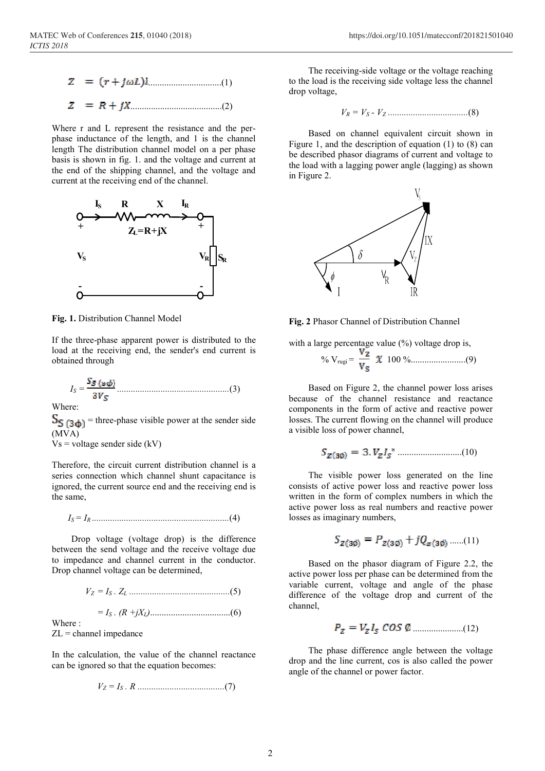$$Z = (r + j\omega L)l \quad \text{.................................(1)}$$

$$Z = R + jX \quad \text{........................................(2)}$$

Where r and L represent the resistance and the per-phase inductance of the length, and l is the channel length The distribution channel model on a per phase basis is shown in fig. 1. and the voltage and current at the end of the shipping channel, and the voltage and current at the receiving end of the channel.

**Fig. 1.** Distribution Channel Model

If the three-phase apparent power is distributed to the load at the receiving end, the sender's end current is obtained through

$$I_S = \frac{S_{S\,(3\phi)}}{3V_S} \quad \text{.................................................(3)}$$

Where:

$S_{S\,(3\phi)}$ = three-phase visible power at the sender side (MVA)

Vs = voltage sender side (kV)

Therefore, the circuit current distribution channel is a series connection which channel shunt capacitance is ignored, the current source end and the receiving end is the same,

$$I_S = I_R \quad \text{............................................................(4)}$$

Drop voltage (voltage drop) is the difference between the send voltage and the receive voltage due to impedance and channel current in the conductor. Drop channel voltage can be determined,

$$V_Z = I_S \,.\, Z_L \quad \text{............................................(5)}$$

$$= I_S \,.\, (R + jX_L) \quad \text{...................................(6)}$$

Where :

ZL = channel impedance

In the calculation, the value of the channel reactance can be ignored so that the equation becomes:

$$V_Z = I_S \,.\, R \quad \text{......................................(7)}$$

The receiving-side voltage or the voltage reaching to the load is the receiving side voltage less the channel drop voltage,

$$V_R = V_S - V_Z \quad \text{...................................(8)}$$

Based on channel equivalent circuit shown in Figure 1, and the description of equation (1) to (8) can be described phasor diagrams of current and voltage to the load with a lagging power angle (lagging) as shown in Figure 2.

**Fig. 2** Phasor Channel of Distribution Channel

with a large percentage value (%) voltage drop is,

$$\%\, V_{rugi} = \frac{V_Z}{V_S} \times 100\,\% \quad \text{........................(9)}$$

Based on Figure 2, the channel power loss arises because of the channel resistance and reactance components in the form of active and reactive power losses. The current flowing on the channel will produce a visible loss of power channel,

$$S_{Z(3\emptyset)} = 3.\, V_Z I_S^{\,*} \quad \text{............................(10)}$$

The visible power loss generated on the line consists of active power loss and reactive power loss written in the form of complex numbers in which the active power loss as real numbers and reactive power losses as imaginary numbers,

$$S_{Z(3\emptyset)} = P_{Z(3\emptyset)} + jQ_{z\,(3\emptyset)} \quad \text{......(11)}$$

Based on the phasor diagram of Figure 2.2, the active power loss per phase can be determined from the variable current, voltage and angle of the phase difference of the voltage drop and current of the channel,

$$P_Z = V_Z I_S \cos \emptyset \quad \text{.....................(12)}$$

The phase difference angle between the voltage drop and the line current, cos is also called the power angle of the channel or power factor.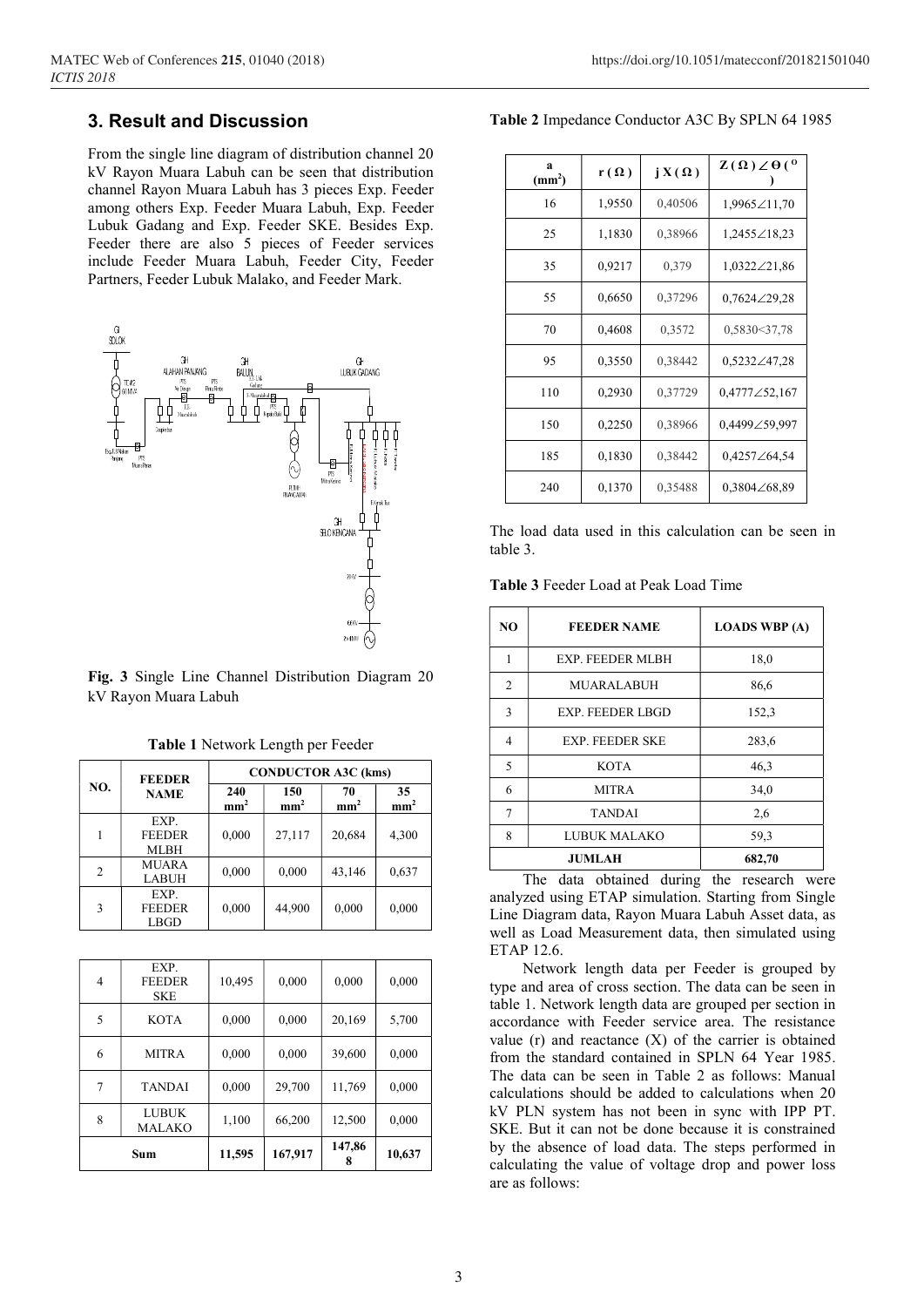## 3. Result and Discussion

From the single line diagram of distribution channel 20 kV Rayon Muara Labuh can be seen that distribution channel Rayon Muara Labuh has 3 pieces Exp. Feeder among others Exp. Feeder Muara Labuh, Exp. Feeder Lubuk Gadang and Exp. Feeder SKE. Besides Exp. Feeder there are also 5 pieces of Feeder services include Feeder Muara Labuh, Feeder City, Feeder Partners, Feeder Lubuk Malako, and Feeder Mark.

**Fig. 3** Single Line Channel Distribution Diagram 20 kV Rayon Muara Labuh

**Table 1** Network Length per Feeder

| NO. | FEEDER NAME | CONDUCTOR A3C (kms) | | | |
|---|---|---|---|---|---|
| | | 240 mm² | 150 mm² | 70 mm² | 35 mm² |
| 1 | EXP. FEEDER MLBH | 0,000 | 27,117 | 20,684 | 4,300 |
| 2 | MUARA LABUH | 0,000 | 0,000 | 43,146 | 0,637 |
| 3 | EXP. FEEDER LBGD | 0,000 | 44,900 | 0,000 | 0,000 |
| 4 | EXP. FEEDER SKE | 10,495 | 0,000 | 0,000 | 0,000 |
| 5 | KOTA | 0,000 | 0,000 | 20,169 | 5,700 |
| 6 | MITRA | 0,000 | 0,000 | 39,600 | 0,000 |
| 7 | TANDAI | 0,000 | 29,700 | 11,769 | 0,000 |
| 8 | LUBUK MALAKO | 1,100 | 66,200 | 12,500 | 0,000 |
| Sum | | 11,595 | 167,917 | 147,868 | 10,637 |

**Table 2** Impedance Conductor A3C By SPLN 64 1985

| a (mm²) | r ( Ω ) | j X ( Ω ) | Z ( Ω ) ∠ Θ ( ° ) |
|---|---|---|---|
| 16 | 1,9550 | 0,40506 | 1,9965∠11,70 |
| 25 | 1,1830 | 0,38966 | 1,2455∠18,23 |
| 35 | 0,9217 | 0,379 | 1,0322∠21,86 |
| 55 | 0,6650 | 0,37296 | 0,7624∠29,28 |
| 70 | 0,4608 | 0,3572 | 0,5830<37,78 |
| 95 | 0,3550 | 0,38442 | 0,5232∠47,28 |
| 110 | 0,2930 | 0,37729 | 0,4777∠52,167 |
| 150 | 0,2250 | 0,38966 | 0,4499∠59,997 |
| 185 | 0,1830 | 0,38442 | 0,4257∠64,54 |
| 240 | 0,1370 | 0,35488 | 0,3804∠68,89 |

The load data used in this calculation can be seen in table 3.

**Table 3** Feeder Load at Peak Load Time

| NO | FEEDER NAME | LOADS WBP (A) |
|---|---|---|
| 1 | EXP. FEEDER MLBH | 18,0 |
| 2 | MUARALABUH | 86,6 |
| 3 | EXP. FEEDER LBGD | 152,3 |
| 4 | EXP. FEEDER SKE | 283,6 |
| 5 | KOTA | 46,3 |
| 6 | MITRA | 34,0 |
| 7 | TANDAI | 2,6 |
| 8 | LUBUK MALAKO | 59,3 |
| JUMLAH | | 682,70 |

The data obtained during the research were analyzed using ETAP simulation. Starting from Single Line Diagram data, Rayon Muara Labuh Asset data, as well as Load Measurement data, then simulated using ETAP 12.6.

Network length data per Feeder is grouped by type and area of cross section. The data can be seen in table 1. Network length data are grouped per section in accordance with Feeder service area. The resistance value (r) and reactance (X) of the carrier is obtained from the standard contained in SPLN 64 Year 1985. The data can be seen in Table 2 as follows: Manual calculations should be added to calculations when 20 kV PLN system has not been in sync with IPP PT. SKE. But it can not be done because it is constrained by the absence of load data. The steps performed in calculating the value of voltage drop and power loss are as follows: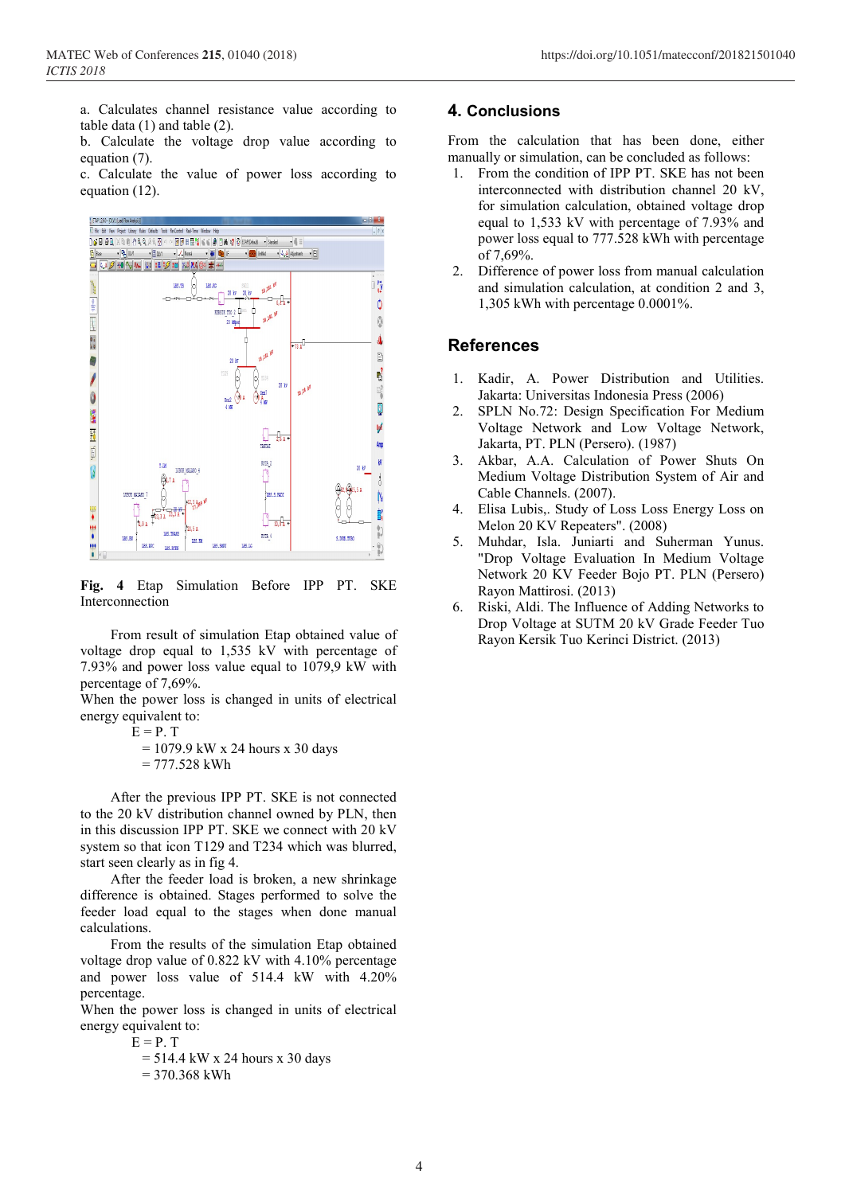a. Calculates channel resistance value according to table data (1) and table (2).
b. Calculate the voltage drop value according to equation (7).
c. Calculate the value of power loss according to equation (12).

**Fig. 4** Etap Simulation Before IPP PT. SKE Interconnection

From result of simulation Etap obtained value of voltage drop equal to 1,535 kV with percentage of 7.93% and power loss value equal to 1079,9 kW with percentage of 7,69%.

When the power loss is changed in units of electrical energy equivalent to:

E = P. T
= 1079.9 kW x 24 hours x 30 days
= 777.528 kWh

After the previous IPP PT. SKE is not connected to the 20 kV distribution channel owned by PLN, then in this discussion IPP PT. SKE we connect with 20 kV system so that icon T129 and T234 which was blurred, start seen clearly as in fig 4.

After the feeder load is broken, a new shrinkage difference is obtained. Stages performed to solve the feeder load equal to the stages when done manual calculations.

From the results of the simulation Etap obtained voltage drop value of 0.822 kV with 4.10% percentage and power loss value of 514.4 kW with 4.20% percentage.

When the power loss is changed in units of electrical energy equivalent to:

E = P. T
= 514.4 kW x 24 hours x 30 days
= 370.368 kWh

## 4. Conclusions

From the calculation that has been done, either manually or simulation, can be concluded as follows:

1. From the condition of IPP PT. SKE has not been interconnected with distribution channel 20 kV, for simulation calculation, obtained voltage drop equal to 1,533 kV with percentage of 7.93% and power loss equal to 777.528 kWh with percentage of 7,69%.
2. Difference of power loss from manual calculation and simulation calculation, at condition 2 and 3, 1,305 kWh with percentage 0.0001%.

## References

1. Kadir, A. Power Distribution and Utilities. Jakarta: Universitas Indonesia Press (2006)
2. SPLN No.72: Design Specification For Medium Voltage Network and Low Voltage Network, Jakarta, PT. PLN (Persero). (1987)
3. Akbar, A.A. Calculation of Power Shuts On Medium Voltage Distribution System of Air and Cable Channels. (2007).
4. Elisa Lubis,. Study of Loss Loss Energy Loss on Melon 20 KV Repeaters". (2008)
5. Muhdar, Isla. Juniarti and Suherman Yunus. "Drop Voltage Evaluation In Medium Voltage Network 20 KV Feeder Bojo PT. PLN (Persero) Rayon Mattirosi. (2013)
6. Riski, Aldi. The Influence of Adding Networks to Drop Voltage at SUTM 20 kV Grade Feeder Tuo Rayon Kersik Tuo Kerinci District. (2013)